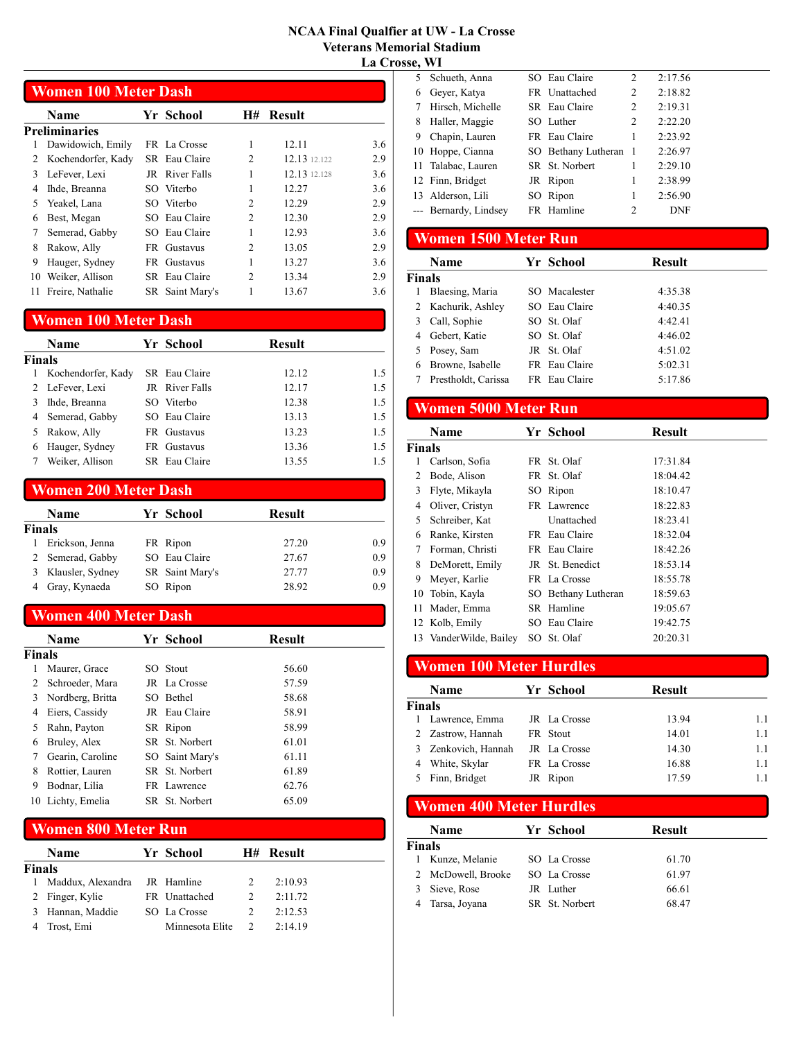# NCAA Final Qualifier at UW - La Crosse
## Veterans Memorial Stadium
## La Crosse, WI

## Women 100 Meter Dash

**Preliminaries**

| | Name | Yr | School | H# | Result | |
|---|---|---|---|---|---|---|
| 1 | Dawidowich, Emily | FR | La Crosse | 1 | 12.11 | 3.6 |
| 2 | Kochendorfer, Kady | SR | Eau Claire | 2 | 12.13 12.122 | 2.9 |
| 3 | LeFever, Lexi | JR | River Falls | 1 | 12.13 12.128 | 3.6 |
| 4 | Ihde, Breanna | SO | Viterbo | 1 | 12.27 | 3.6 |
| 5 | Yeakel, Lana | SO | Viterbo | 2 | 12.29 | 2.9 |
| 6 | Best, Megan | SO | Eau Claire | 2 | 12.30 | 2.9 |
| 7 | Semerad, Gabby | SO | Eau Claire | 1 | 12.93 | 3.6 |
| 8 | Rakow, Ally | FR | Gustavus | 2 | 13.05 | 2.9 |
| 9 | Hauger, Sydney | FR | Gustavus | 1 | 13.27 | 3.6 |
| 10 | Weiker, Allison | SR | Eau Claire | 2 | 13.34 | 2.9 |
| 11 | Freire, Nathalie | SR | Saint Mary's | 1 | 13.67 | 3.6 |

## Women 100 Meter Dash

**Finals**

| | Name | Yr | School | Result | |
|---|---|---|---|---|---|
| 1 | Kochendorfer, Kady | SR | Eau Claire | 12.12 | 1.5 |
| 2 | LeFever, Lexi | JR | River Falls | 12.17 | 1.5 |
| 3 | Ihde, Breanna | SO | Viterbo | 12.38 | 1.5 |
| 4 | Semerad, Gabby | SO | Eau Claire | 13.13 | 1.5 |
| 5 | Rakow, Ally | FR | Gustavus | 13.23 | 1.5 |
| 6 | Hauger, Sydney | FR | Gustavus | 13.36 | 1.5 |
| 7 | Weiker, Allison | SR | Eau Claire | 13.55 | 1.5 |

## Women 200 Meter Dash

**Finals**

| | Name | Yr | School | Result | |
|---|---|---|---|---|---|
| 1 | Erickson, Jenna | FR | Ripon | 27.20 | 0.9 |
| 2 | Semerad, Gabby | SO | Eau Claire | 27.67 | 0.9 |
| 3 | Klausler, Sydney | SR | Saint Mary's | 27.77 | 0.9 |
| 4 | Gray, Kynaeda | SO | Ripon | 28.92 | 0.9 |

## Women 400 Meter Dash

**Finals**

| | Name | Yr | School | Result |
|---|---|---|---|---|
| 1 | Maurer, Grace | SO | Stout | 56.60 |
| 2 | Schroeder, Mara | JR | La Crosse | 57.59 |
| 3 | Nordberg, Britta | SO | Bethel | 58.68 |
| 4 | Eiers, Cassidy | JR | Eau Claire | 58.91 |
| 5 | Rahn, Payton | SR | Ripon | 58.99 |
| 6 | Bruley, Alex | SR | St. Norbert | 61.01 |
| 7 | Gearin, Caroline | SO | Saint Mary's | 61.11 |
| 8 | Rottier, Lauren | SR | St. Norbert | 61.89 |
| 9 | Bodnar, Lilia | FR | Lawrence | 62.76 |
| 10 | Lichty, Emelia | SR | St. Norbert | 65.09 |

## Women 800 Meter Run

**Finals**

| | Name | Yr | School | H# | Result |
|---|---|---|---|---|---|
| 1 | Maddux, Alexandra | JR | Hamline | 2 | 2:10.93 |
| 2 | Finger, Kylie | FR | Unattached | 2 | 2:11.72 |
| 3 | Hannan, Maddie | SO | La Crosse | 2 | 2:12.53 |
| 4 | Trost, Emi | | Minnesota Elite | 2 | 2:14.19 |
| 5 | Schueth, Anna | SO | Eau Claire | 2 | 2:17.56 |
| 6 | Geyer, Katya | FR | Unattached | 2 | 2:18.82 |
| 7 | Hirsch, Michelle | SR | Eau Claire | 2 | 2:19.31 |
| 8 | Haller, Maggie | SO | Luther | 2 | 2:22.20 |
| 9 | Chapin, Lauren | FR | Eau Claire | 1 | 2:23.92 |
| 10 | Hoppe, Cianna | SO | Bethany Lutheran | 1 | 2:26.97 |
| 11 | Talabac, Lauren | SR | St. Norbert | 1 | 2:29.10 |
| 12 | Finn, Bridget | JR | Ripon | 1 | 2:38.99 |
| 13 | Alderson, Lili | SO | Ripon | 1 | 2:56.90 |
| --- | Bernardy, Lindsey | FR | Hamline | 2 | DNF |

## Women 1500 Meter Run

**Finals**

| | Name | Yr | School | Result |
|---|---|---|---|---|
| 1 | Blaesing, Maria | SO | Macalester | 4:35.38 |
| 2 | Kachurik, Ashley | SO | Eau Claire | 4:40.35 |
| 3 | Call, Sophie | SO | St. Olaf | 4:42.41 |
| 4 | Gebert, Katie | SO | St. Olaf | 4:46.02 |
| 5 | Posey, Sam | JR | St. Olaf | 4:51.02 |
| 6 | Browne, Isabelle | FR | Eau Claire | 5:02.31 |
| 7 | Prestholdt, Carissa | FR | Eau Claire | 5:17.86 |

## Women 5000 Meter Run

**Finals**

| | Name | Yr | School | Result |
|---|---|---|---|---|
| 1 | Carlson, Sofia | FR | St. Olaf | 17:31.84 |
| 2 | Bode, Alison | FR | St. Olaf | 18:04.42 |
| 3 | Flyte, Mikayla | SO | Ripon | 18:10.47 |
| 4 | Oliver, Cristyn | FR | Lawrence | 18:22.83 |
| 5 | Schreiber, Kat | | Unattached | 18:23.41 |
| 6 | Ranke, Kirsten | FR | Eau Claire | 18:32.04 |
| 7 | Forman, Christi | FR | Eau Claire | 18:42.26 |
| 8 | DeMorett, Emily | JR | St. Benedict | 18:53.14 |
| 9 | Meyer, Karlie | FR | La Crosse | 18:55.78 |
| 10 | Tobin, Kayla | SO | Bethany Lutheran | 18:59.63 |
| 11 | Mader, Emma | SR | Hamline | 19:05.67 |
| 12 | Kolb, Emily | SO | Eau Claire | 19:42.75 |
| 13 | VanderWilde, Bailey | SO | St. Olaf | 20:20.31 |

## Women 100 Meter Hurdles

**Finals**

| | Name | Yr | School | Result | |
|---|---|---|---|---|---|
| 1 | Lawrence, Emma | JR | La Crosse | 13.94 | 1.1 |
| 2 | Zastrow, Hannah | FR | Stout | 14.01 | 1.1 |
| 3 | Zenkovich, Hannah | JR | La Crosse | 14.30 | 1.1 |
| 4 | White, Skylar | FR | La Crosse | 16.88 | 1.1 |
| 5 | Finn, Bridget | JR | Ripon | 17.59 | 1.1 |

## Women 400 Meter Hurdles

**Finals**

| | Name | Yr | School | Result |
|---|---|---|---|---|
| 1 | Kunze, Melanie | SO | La Crosse | 61.70 |
| 2 | McDowell, Brooke | SO | La Crosse | 61.97 |
| 3 | Sieve, Rose | JR | Luther | 66.61 |
| 4 | Tarsa, Joyana | SR | St. Norbert | 68.47 |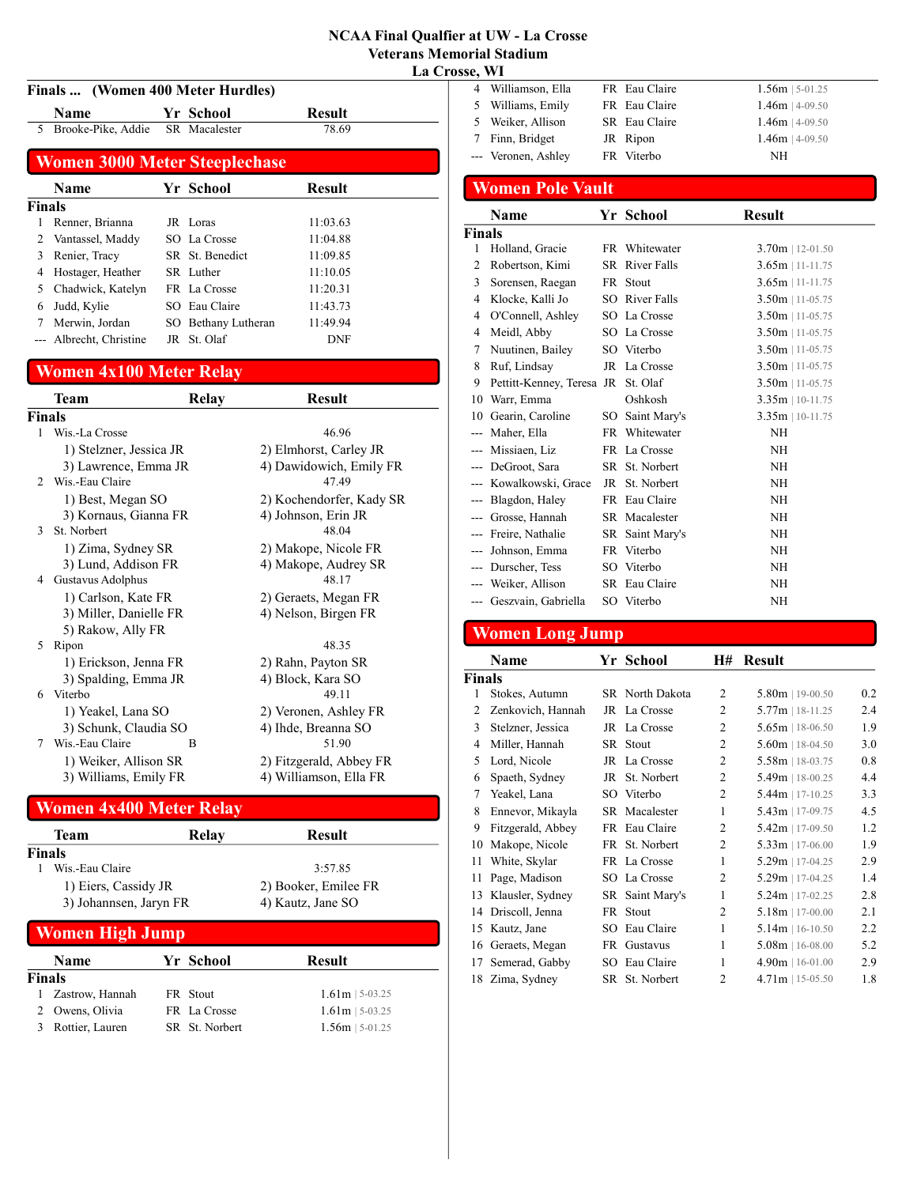# NCAA Final Qualifier at UW - La Crosse
## Veterans Memorial Stadium
## La Crosse, WI

### Finals ... (Women 400 Meter Hurdles)

| | Name | Yr | School | Result |
|---|---|---|---|---|
| 5 | Brooke-Pike, Addie | SR | Macalester | 78.69 |

## Women 3000 Meter Steeplechase

**Finals**

| | Name | Yr | School | Result |
|---|---|---|---|---|
| 1 | Renner, Brianna | JR | Loras | 11:03.63 |
| 2 | Vantassel, Maddy | SO | La Crosse | 11:04.88 |
| 3 | Renier, Tracy | SR | St. Benedict | 11:09.85 |
| 4 | Hostager, Heather | SR | Luther | 11:10.05 |
| 5 | Chadwick, Katelyn | FR | La Crosse | 11:20.31 |
| 6 | Judd, Kylie | SO | Eau Claire | 11:43.73 |
| 7 | Merwin, Jordan | SO | Bethany Lutheran | 11:49.94 |
| --- | Albrecht, Christine | JR | St. Olaf | DNF |

## Women 4x100 Meter Relay

**Finals**

| | Team | Relay | Result |
|---|---|---|---|
| 1 | Wis.-La Crosse | | 46.96 |
| | 1) Stelzner, Jessica JR | 2) Elmhorst, Carley JR | |
| | 3) Lawrence, Emma JR | 4) Dawidowich, Emily FR | |
| 2 | Wis.-Eau Claire | | 47.49 |
| | 1) Best, Megan SO | 2) Kochendorfer, Kady SR | |
| | 3) Kornaus, Gianna FR | 4) Johnson, Erin JR | |
| 3 | St. Norbert | | 48.04 |
| | 1) Zima, Sydney SR | 2) Makope, Nicole FR | |
| | 3) Lund, Addison FR | 4) Makope, Audrey SR | |
| 4 | Gustavus Adolphus | | 48.17 |
| | 1) Carlson, Kate FR | 2) Geraets, Megan FR | |
| | 3) Miller, Danielle FR | 4) Nelson, Birgen FR | |
| | 5) Rakow, Ally FR | | |
| 5 | Ripon | | 48.35 |
| | 1) Erickson, Jenna FR | 2) Rahn, Payton SR | |
| | 3) Spalding, Emma JR | 4) Block, Kara SO | |
| 6 | Viterbo | | 49.11 |
| | 1) Yeakel, Lana SO | 2) Veronen, Ashley FR | |
| | 3) Schunk, Claudia SO | 4) Ihde, Breanna SO | |
| 7 | Wis.-Eau Claire | B | 51.90 |
| | 1) Weiker, Allison SR | 2) Fitzgerald, Abbey FR | |
| | 3) Williams, Emily FR | 4) Williamson, Ella FR | |

## Women 4x400 Meter Relay

**Finals**

| | Team | Relay | Result |
|---|---|---|---|
| 1 | Wis.-Eau Claire | | 3:57.85 |
| | 1) Eiers, Cassidy JR | 2) Booker, Emilee FR | |
| | 3) Johannsen, Jaryn FR | 4) Kautz, Jane SO | |

## Women High Jump

**Finals**

| | Name | Yr | School | Result |
|---|---|---|---|---|
| 1 | Zastrow, Hannah | FR | Stout | 1.61m \| 5-03.25 |
| 2 | Owens, Olivia | FR | La Crosse | 1.61m \| 5-03.25 |
| 3 | Rottier, Lauren | SR | St. Norbert | 1.56m \| 5-01.25 |
| 4 | Williamson, Ella | FR | Eau Claire | 1.56m \| 5-01.25 |
| 5 | Williams, Emily | FR | Eau Claire | 1.46m \| 4-09.50 |
| 5 | Weiker, Allison | SR | Eau Claire | 1.46m \| 4-09.50 |
| 7 | Finn, Bridget | JR | Ripon | 1.46m \| 4-09.50 |
| --- | Veronen, Ashley | FR | Viterbo | NH |

## Women Pole Vault

**Finals**

| | Name | Yr | School | Result |
|---|---|---|---|---|
| 1 | Holland, Gracie | FR | Whitewater | 3.70m \| 12-01.50 |
| 2 | Robertson, Kimi | SR | River Falls | 3.65m \| 11-11.75 |
| 3 | Sorensen, Raegan | FR | Stout | 3.65m \| 11-11.75 |
| 4 | Klocke, Kalli Jo | SO | River Falls | 3.50m \| 11-05.75 |
| 4 | O'Connell, Ashley | SO | La Crosse | 3.50m \| 11-05.75 |
| 4 | Meidl, Abby | SO | La Crosse | 3.50m \| 11-05.75 |
| 7 | Nuutinen, Bailey | SO | Viterbo | 3.50m \| 11-05.75 |
| 8 | Ruf, Lindsay | JR | La Crosse | 3.50m \| 11-05.75 |
| 9 | Pettitt-Kenney, Teresa | JR | St. Olaf | 3.50m \| 11-05.75 |
| 10 | Warr, Emma | | Oshkosh | 3.35m \| 10-11.75 |
| 10 | Gearin, Caroline | SO | Saint Mary's | 3.35m \| 10-11.75 |
| --- | Maher, Ella | FR | Whitewater | NH |
| --- | Missiaen, Liz | FR | La Crosse | NH |
| --- | DeGroot, Sara | SR | St. Norbert | NH |
| --- | Kowalkowski, Grace | JR | St. Norbert | NH |
| --- | Blagdon, Haley | FR | Eau Claire | NH |
| --- | Grosse, Hannah | SR | Macalester | NH |
| --- | Freire, Nathalie | SR | Saint Mary's | NH |
| --- | Johnson, Emma | FR | Viterbo | NH |
| --- | Durscher, Tess | SO | Viterbo | NH |
| --- | Weiker, Allison | SR | Eau Claire | NH |
| --- | Geszvain, Gabriella | SO | Viterbo | NH |

## Women Long Jump

**Finals**

| | Name | Yr | School | H# | Result | Wind |
|---|---|---|---|---|---|---|
| 1 | Stokes, Autumn | SR | North Dakota | 2 | 5.80m \| 19-00.50 | 0.2 |
| 2 | Zenkovich, Hannah | JR | La Crosse | 2 | 5.77m \| 18-11.25 | 2.4 |
| 3 | Stelzner, Jessica | JR | La Crosse | 2 | 5.65m \| 18-06.50 | 1.9 |
| 4 | Miller, Hannah | SR | Stout | 2 | 5.60m \| 18-04.50 | 3.0 |
| 5 | Lord, Nicole | JR | La Crosse | 2 | 5.58m \| 18-03.75 | 0.8 |
| 6 | Spaeth, Sydney | JR | St. Norbert | 2 | 5.49m \| 18-00.25 | 4.4 |
| 7 | Yeakel, Lana | SO | Viterbo | 2 | 5.44m \| 17-10.25 | 3.3 |
| 8 | Ennevor, Mikayla | SR | Macalester | 1 | 5.43m \| 17-09.75 | 4.5 |
| 9 | Fitzgerald, Abbey | FR | Eau Claire | 2 | 5.42m \| 17-09.50 | 1.2 |
| 10 | Makope, Nicole | FR | St. Norbert | 2 | 5.33m \| 17-06.00 | 1.9 |
| 11 | White, Skylar | FR | La Crosse | 1 | 5.29m \| 17-04.25 | 2.9 |
| 11 | Page, Madison | SO | La Crosse | 2 | 5.29m \| 17-04.25 | 1.4 |
| 13 | Klausler, Sydney | SR | Saint Mary's | 1 | 5.24m \| 17-02.25 | 2.8 |
| 14 | Driscoll, Jenna | FR | Stout | 2 | 5.18m \| 17-00.00 | 2.1 |
| 15 | Kautz, Jane | SO | Eau Claire | 1 | 5.14m \| 16-10.50 | 2.2 |
| 16 | Geraets, Megan | FR | Gustavus | 1 | 5.08m \| 16-08.00 | 5.2 |
| 17 | Semerad, Gabby | SO | Eau Claire | 1 | 4.90m \| 16-01.00 | 2.9 |
| 18 | Zima, Sydney | SR | St. Norbert | 2 | 4.71m \| 15-05.50 | 1.8 |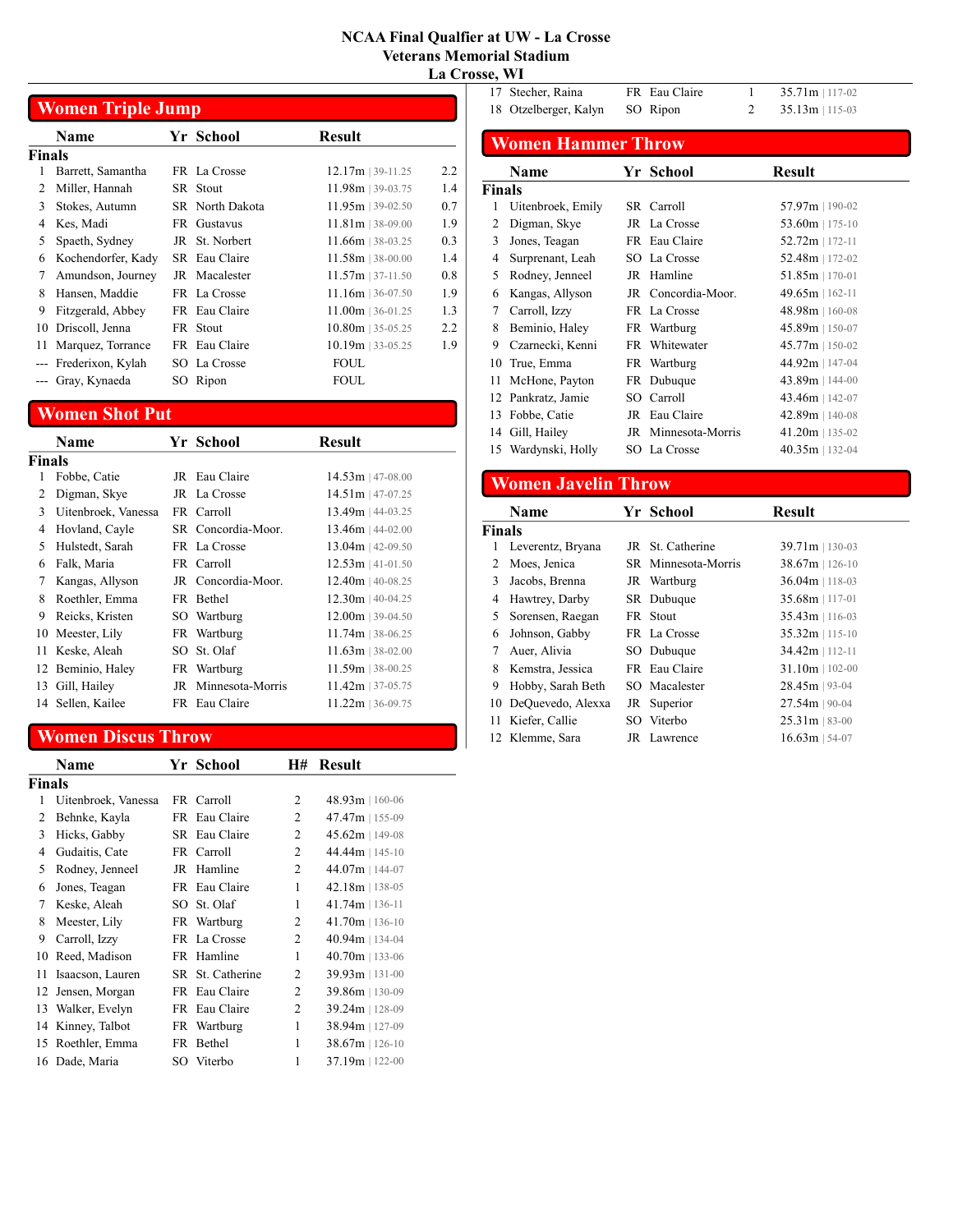# NCAA Final Qualifier at UW - La Crosse
## Veterans Memorial Stadium
## La Crosse, WI

## Women Triple Jump

| | Name | Yr | School | Result | | Wind |
|---|---|---|---|---|---|---|
| **Finals** | | | | | | |
| 1 | Barrett, Samantha | FR | La Crosse | 12.17m | 39-11.25 | 2.2 |
| 2 | Miller, Hannah | SR | Stout | 11.98m | 39-03.75 | 1.4 |
| 3 | Stokes, Autumn | SR | North Dakota | 11.95m | 39-02.50 | 0.7 |
| 4 | Kes, Madi | FR | Gustavus | 11.81m | 38-09.00 | 1.9 |
| 5 | Spaeth, Sydney | JR | St. Norbert | 11.66m | 38-03.25 | 0.3 |
| 6 | Kochendorfer, Kady | SR | Eau Claire | 11.58m | 38-00.00 | 1.4 |
| 7 | Amundson, Journey | JR | Macalester | 11.57m | 37-11.50 | 0.8 |
| 8 | Hansen, Maddie | FR | La Crosse | 11.16m | 36-07.50 | 1.9 |
| 9 | Fitzgerald, Abbey | FR | Eau Claire | 11.00m | 36-01.25 | 1.3 |
| 10 | Driscoll, Jenna | FR | Stout | 10.80m | 35-05.25 | 2.2 |
| 11 | Marquez, Torrance | FR | Eau Claire | 10.19m | 33-05.25 | 1.9 |
| --- | Frederixon, Kylah | SO | La Crosse | FOUL | | |
| --- | Gray, Kynaeda | SO | Ripon | FOUL | | |

## Women Shot Put

| | Name | Yr | School | Result | |
|---|---|---|---|---|---|
| **Finals** | | | | | |
| 1 | Fobbe, Catie | JR | Eau Claire | 14.53m | 47-08.00 |
| 2 | Digman, Skye | JR | La Crosse | 14.51m | 47-07.25 |
| 3 | Uitenbroek, Vanessa | FR | Carroll | 13.49m | 44-03.25 |
| 4 | Hovland, Cayle | SR | Concordia-Moor. | 13.46m | 44-02.00 |
| 5 | Hulstedt, Sarah | FR | La Crosse | 13.04m | 42-09.50 |
| 6 | Falk, Maria | FR | Carroll | 12.53m | 41-01.50 |
| 7 | Kangas, Allyson | JR | Concordia-Moor. | 12.40m | 40-08.25 |
| 8 | Roethler, Emma | FR | Bethel | 12.30m | 40-04.25 |
| 9 | Reicks, Kristen | SO | Wartburg | 12.00m | 39-04.50 |
| 10 | Meester, Lily | FR | Wartburg | 11.74m | 38-06.25 |
| 11 | Keske, Aleah | SO | St. Olaf | 11.63m | 38-02.00 |
| 12 | Beminio, Haley | FR | Wartburg | 11.59m | 38-00.25 |
| 13 | Gill, Hailey | JR | Minnesota-Morris | 11.42m | 37-05.75 |
| 14 | Sellen, Kailee | FR | Eau Claire | 11.22m | 36-09.75 |

## Women Discus Throw

| | Name | Yr | School | H# | Result | |
|---|---|---|---|---|---|---|
| **Finals** | | | | | | |
| 1 | Uitenbroek, Vanessa | FR | Carroll | 2 | 48.93m | 160-06 |
| 2 | Behnke, Kayla | FR | Eau Claire | 2 | 47.47m | 155-09 |
| 3 | Hicks, Gabby | SR | Eau Claire | 2 | 45.62m | 149-08 |
| 4 | Gudaitis, Cate | FR | Carroll | 2 | 44.44m | 145-10 |
| 5 | Rodney, Jenneel | JR | Hamline | 2 | 44.07m | 144-07 |
| 6 | Jones, Teagan | FR | Eau Claire | 1 | 42.18m | 138-05 |
| 7 | Keske, Aleah | SO | St. Olaf | 1 | 41.74m | 136-11 |
| 8 | Meester, Lily | FR | Wartburg | 2 | 41.70m | 136-10 |
| 9 | Carroll, Izzy | FR | La Crosse | 2 | 40.94m | 134-04 |
| 10 | Reed, Madison | FR | Hamline | 1 | 40.70m | 133-06 |
| 11 | Isaacson, Lauren | SR | St. Catherine | 2 | 39.93m | 131-00 |
| 12 | Jensen, Morgan | FR | Eau Claire | 2 | 39.86m | 130-09 |
| 13 | Walker, Evelyn | FR | Eau Claire | 2 | 39.24m | 128-09 |
| 14 | Kinney, Talbot | FR | Wartburg | 1 | 38.94m | 127-09 |
| 15 | Roethler, Emma | FR | Bethel | 1 | 38.67m | 126-10 |
| 16 | Dade, Maria | SO | Viterbo | 1 | 37.19m | 122-00 |
| 17 | Stecher, Raina | FR | Eau Claire | 1 | 35.71m | 117-02 |
| 18 | Otzelberger, Kalyn | SO | Ripon | 2 | 35.13m | 115-03 |

## Women Hammer Throw

| | Name | Yr | School | Result | |
|---|---|---|---|---|---|
| **Finals** | | | | | |
| 1 | Uitenbroek, Emily | SR | Carroll | 57.97m | 190-02 |
| 2 | Digman, Skye | JR | La Crosse | 53.60m | 175-10 |
| 3 | Jones, Teagan | FR | Eau Claire | 52.72m | 172-11 |
| 4 | Surprenant, Leah | SO | La Crosse | 52.48m | 172-02 |
| 5 | Rodney, Jenneel | JR | Hamline | 51.85m | 170-01 |
| 6 | Kangas, Allyson | JR | Concordia-Moor. | 49.65m | 162-11 |
| 7 | Carroll, Izzy | FR | La Crosse | 48.98m | 160-08 |
| 8 | Beminio, Haley | FR | Wartburg | 45.89m | 150-07 |
| 9 | Czarnecki, Kenni | FR | Whitewater | 45.77m | 150-02 |
| 10 | True, Emma | FR | Wartburg | 44.92m | 147-04 |
| 11 | McHone, Payton | FR | Dubuque | 43.89m | 144-00 |
| 12 | Pankratz, Jamie | SO | Carroll | 43.46m | 142-07 |
| 13 | Fobbe, Catie | JR | Eau Claire | 42.89m | 140-08 |
| 14 | Gill, Hailey | JR | Minnesota-Morris | 41.20m | 135-02 |
| 15 | Wardynski, Holly | SO | La Crosse | 40.35m | 132-04 |

## Women Javelin Throw

| | Name | Yr | School | Result | |
|---|---|---|---|---|---|
| **Finals** | | | | | |
| 1 | Leverentz, Bryana | JR | St. Catherine | 39.71m | 130-03 |
| 2 | Moes, Jenica | SR | Minnesota-Morris | 38.67m | 126-10 |
| 3 | Jacobs, Brenna | JR | Wartburg | 36.04m | 118-03 |
| 4 | Hawtrey, Darby | SR | Dubuque | 35.68m | 117-01 |
| 5 | Sorensen, Raegan | FR | Stout | 35.43m | 116-03 |
| 6 | Johnson, Gabby | FR | La Crosse | 35.32m | 115-10 |
| 7 | Auer, Alivia | SO | Dubuque | 34.42m | 112-11 |
| 8 | Kemstra, Jessica | FR | Eau Claire | 31.10m | 102-00 |
| 9 | Hobby, Sarah Beth | SO | Macalester | 28.45m | 93-04 |
| 10 | DeQuevedo, Alexxa | JR | Superior | 27.54m | 90-04 |
| 11 | Kiefer, Callie | SO | Viterbo | 25.31m | 83-00 |
| 12 | Klemme, Sara | JR | Lawrence | 16.63m | 54-07 |